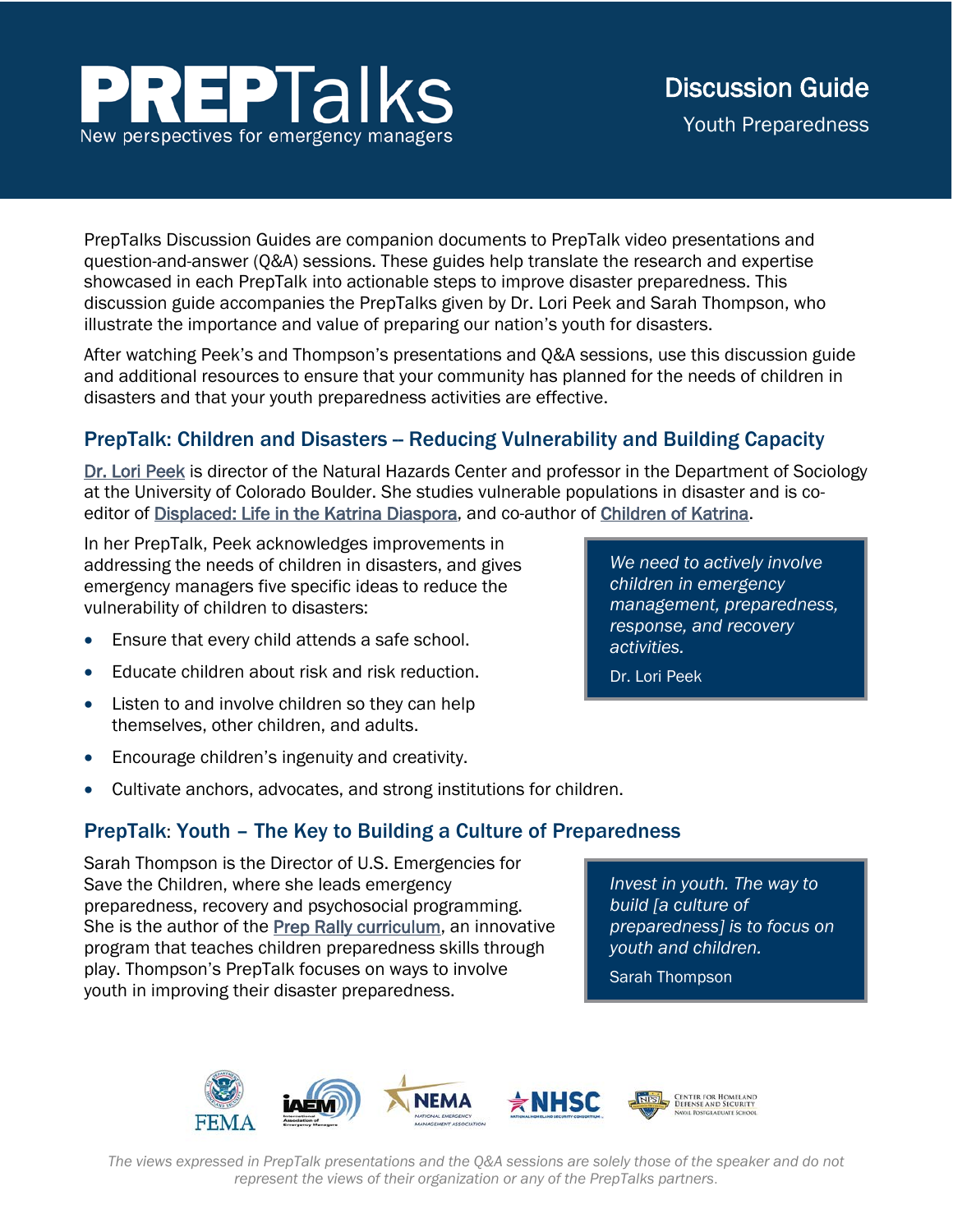# PREPTalks

New perspectives for emergency managers

## Discussion Guide

Youth Preparedness

PrepTalks Discussion Guides are companion documents to PrepTalk video presentations and question-and-answer (Q&A) sessions. These guides help translate the research and expertise showcased in each PrepTalk into actionable steps to improve disaster preparedness. This discussion guide accompanies the PrepTalks given by Dr. Lori Peek and Sarah Thompson, who illustrate the importance and value of preparing our nation's youth for disasters.

After watching Peek's and Thompson's presentations and Q&A sessions, use this discussion guide and additional resources to ensure that your community has planned for the needs of children in disasters and that your youth preparedness activities are effective.

## PrepTalk: Children and Disasters – Reducing Vulnerability and Building Capacity

Dr. Lori Peek is director of the Natural Hazards Center and professor in the Department of Sociology at the University of Colorado Boulder. She studies vulnerable populations in disaster and is co-editor of Displaced: Life in the Katrina Diaspora, and co-author of Children of Katrina.

In her PrepTalk, Peek acknowledges improvements in addressing the needs of children in disasters, and gives emergency managers five specific ideas to reduce the vulnerability of children to disasters:

> *We need to actively involve children in emergency management, preparedness, response, and recovery activities.*
>
> Dr. Lori Peek

- Ensure that every child attends a safe school.
- Educate children about risk and risk reduction.
- Listen to and involve children so they can help themselves, other children, and adults.
- Encourage children's ingenuity and creativity.
- Cultivate anchors, advocates, and strong institutions for children.

## PrepTalk: Youth – The Key to Building a Culture of Preparedness

Sarah Thompson is the Director of U.S. Emergencies for Save the Children, where she leads emergency preparedness, recovery and psychosocial programming. She is the author of the Prep Rally curriculum, an innovative program that teaches children preparedness skills through play. Thompson's PrepTalk focuses on ways to involve youth in improving their disaster preparedness.

> *Invest in youth. The way to build [a culture of preparedness] is to focus on youth and children.*
>
> Sarah Thompson

*The views expressed in PrepTalk presentations and the Q&A sessions are solely those of the speaker and do not represent the views of their organization or any of the PrepTalks partners.*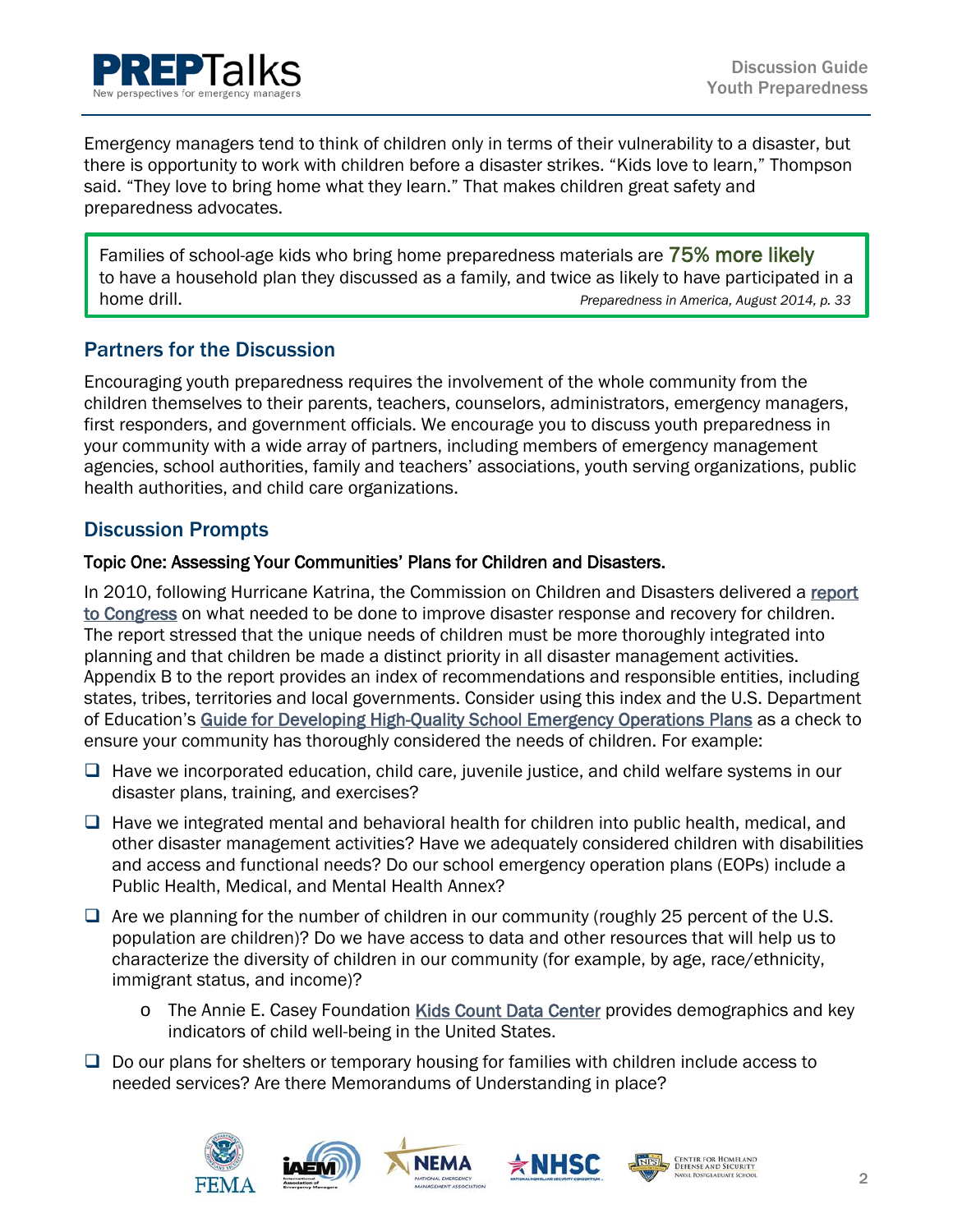Emergency managers tend to think of children only in terms of their vulnerability to a disaster, but there is opportunity to work with children before a disaster strikes. "Kids love to learn," Thompson said. "They love to bring home what they learn." That makes children great safety and preparedness advocates.

> Families of school-age kids who bring home preparedness materials are **75% more likely** to have a household plan they discussed as a family, and twice as likely to have participated in a home drill. *Preparedness in America, August 2014, p. 33*

## Partners for the Discussion

Encouraging youth preparedness requires the involvement of the whole community from the children themselves to their parents, teachers, counselors, administrators, emergency managers, first responders, and government officials. We encourage you to discuss youth preparedness in your community with a wide array of partners, including members of emergency management agencies, school authorities, family and teachers' associations, youth serving organizations, public health authorities, and child care organizations.

## Discussion Prompts

### Topic One: Assessing Your Communities' Plans for Children and Disasters.

In 2010, following Hurricane Katrina, the Commission on Children and Disasters delivered a report to Congress on what needed to be done to improve disaster response and recovery for children. The report stressed that the unique needs of children must be more thoroughly integrated into planning and that children be made a distinct priority in all disaster management activities. Appendix B to the report provides an index of recommendations and responsible entities, including states, tribes, territories and local governments. Consider using this index and the U.S. Department of Education's Guide for Developing High-Quality School Emergency Operations Plans as a check to ensure your community has thoroughly considered the needs of children. For example:

- ☐ Have we incorporated education, child care, juvenile justice, and child welfare systems in our disaster plans, training, and exercises?
- ☐ Have we integrated mental and behavioral health for children into public health, medical, and other disaster management activities? Have we adequately considered children with disabilities and access and functional needs? Do our school emergency operation plans (EOPs) include a Public Health, Medical, and Mental Health Annex?
- ☐ Are we planning for the number of children in our community (roughly 25 percent of the U.S. population are children)? Do we have access to data and other resources that will help us to characterize the diversity of children in our community (for example, by age, race/ethnicity, immigrant status, and income)?
  - o The Annie E. Casey Foundation Kids Count Data Center provides demographics and key indicators of child well-being in the United States.
- ☐ Do our plans for shelters or temporary housing for families with children include access to needed services? Are there Memorandums of Understanding in place?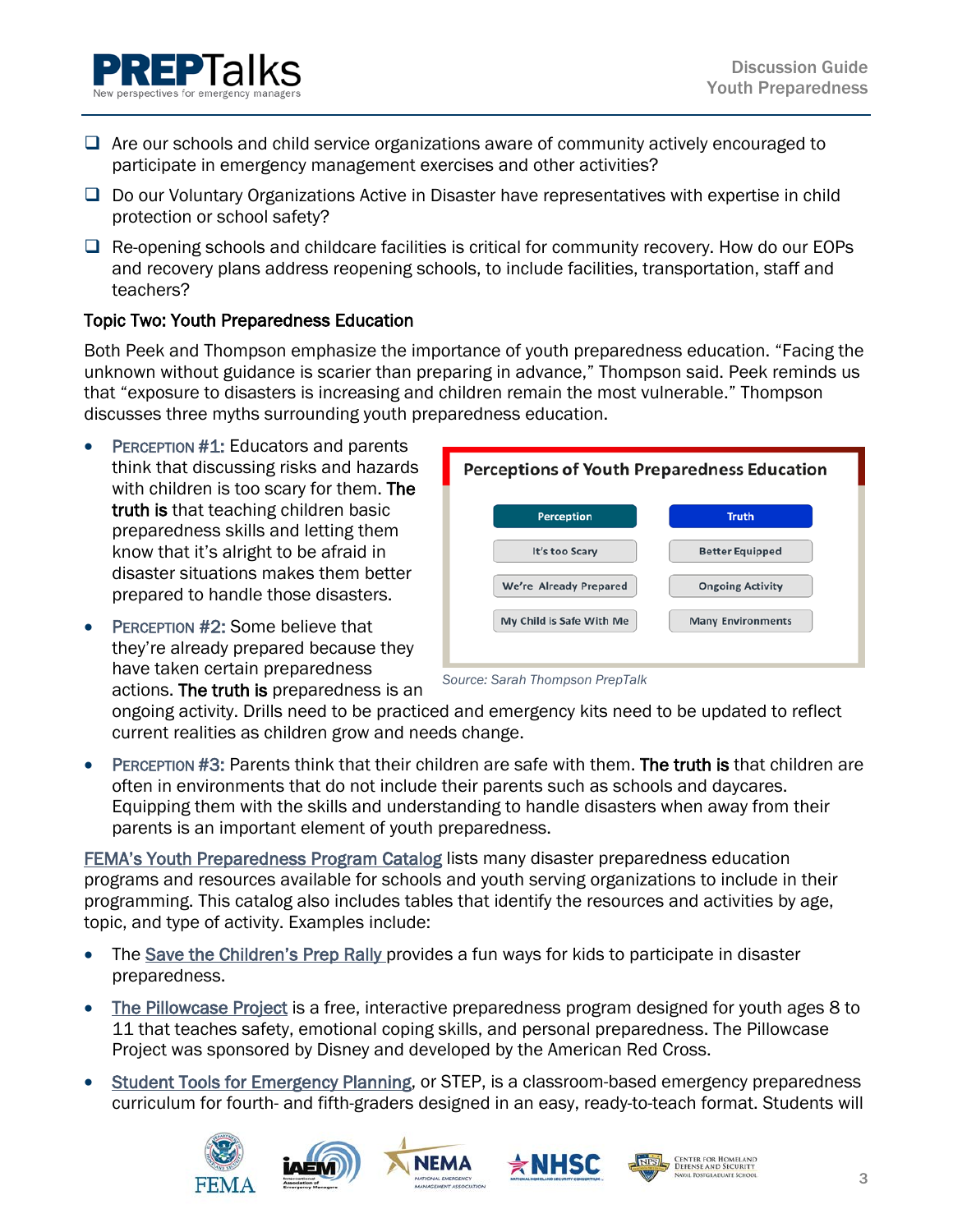- ☐ Are our schools and child service organizations aware of community actively encouraged to participate in emergency management exercises and other activities?
- ☐ Do our Voluntary Organizations Active in Disaster have representatives with expertise in child protection or school safety?
- ☐ Re-opening schools and childcare facilities is critical for community recovery. How do our EOPs and recovery plans address reopening schools, to include facilities, transportation, staff and teachers?

### Topic Two: Youth Preparedness Education

Both Peek and Thompson emphasize the importance of youth preparedness education. “Facing the unknown without guidance is scarier than preparing in advance,” Thompson said. Peek reminds us that “exposure to disasters is increasing and children remain the most vulnerable.” Thompson discusses three myths surrounding youth preparedness education.

- PERCEPTION #1: Educators and parents think that discussing risks and hazards with children is too scary for them. **The truth is** that teaching children basic preparedness skills and letting them know that it’s alright to be afraid in disaster situations makes them better prepared to handle those disasters.
- PERCEPTION #2: Some believe that they’re already prepared because they have taken certain preparedness actions. **The truth is** preparedness is an ongoing activity. Drills need to be practiced and emergency kits need to be updated to reflect current realities as children grow and needs change.
- PERCEPTION #3: Parents think that their children are safe with them. **The truth is** that children are often in environments that do not include their parents such as schools and daycares. Equipping them with the skills and understanding to handle disasters when away from their parents is an important element of youth preparedness.

**Perceptions of Youth Preparedness Education**

| Perception | Truth |
| --- | --- |
| It's too Scary | Better Equipped |
| We're Already Prepared | Ongoing Activity |
| My Child is Safe With Me | Many Environments |

*Source: Sarah Thompson PrepTalk*

FEMA’s Youth Preparedness Program Catalog lists many disaster preparedness education programs and resources available for schools and youth serving organizations to include in their programming. This catalog also includes tables that identify the resources and activities by age, topic, and type of activity. Examples include:

- The Save the Children’s Prep Rally provides a fun ways for kids to participate in disaster preparedness.
- The Pillowcase Project is a free, interactive preparedness program designed for youth ages 8 to 11 that teaches safety, emotional coping skills, and personal preparedness. The Pillowcase Project was sponsored by Disney and developed by the American Red Cross.
- Student Tools for Emergency Planning, or STEP, is a classroom-based emergency preparedness curriculum for fourth- and fifth-graders designed in an easy, ready-to-teach format. Students will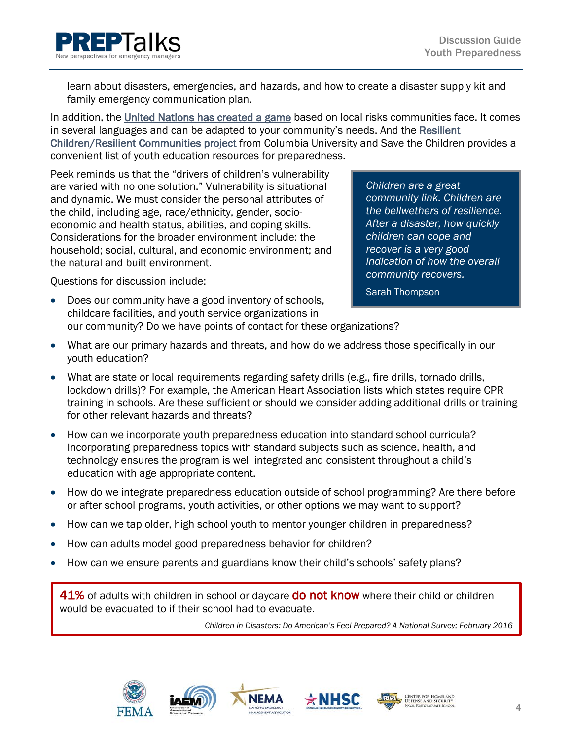learn about disasters, emergencies, and hazards, and how to create a disaster supply kit and family emergency communication plan.

In addition, the United Nations has created a game based on local risks communities face. It comes in several languages and can be adapted to your community's needs. And the Resilient Children/Resilient Communities project from Columbia University and Save the Children provides a convenient list of youth education resources for preparedness.

Peek reminds us that the "drivers of children's vulnerability are varied with no one solution." Vulnerability is situational and dynamic. We must consider the personal attributes of the child, including age, race/ethnicity, gender, socio-economic and health status, abilities, and coping skills. Considerations for the broader environment include: the household; social, cultural, and economic environment; and the natural and built environment.

> *Children are a great community link. Children are the bellwethers of resilience. After a disaster, how quickly children can cope and recover is a very good indication of how the overall community recovers.*
>
> Sarah Thompson

Questions for discussion include:

- Does our community have a good inventory of schools, childcare facilities, and youth service organizations in our community? Do we have points of contact for these organizations?
- What are our primary hazards and threats, and how do we address those specifically in our youth education?
- What are state or local requirements regarding safety drills (e.g., fire drills, tornado drills, lockdown drills)? For example, the American Heart Association lists which states require CPR training in schools. Are these sufficient or should we consider adding additional drills or training for other relevant hazards and threats?
- How can we incorporate youth preparedness education into standard school curricula? Incorporating preparedness topics with standard subjects such as science, health, and technology ensures the program is well integrated and consistent throughout a child's education with age appropriate content.
- How do we integrate preparedness education outside of school programming? Are there before or after school programs, youth activities, or other options we may want to support?
- How can we tap older, high school youth to mentor younger children in preparedness?
- How can adults model good preparedness behavior for children?
- How can we ensure parents and guardians know their child's schools' safety plans?

> **41%** of adults with children in school or daycare **do not know** where their child or children would be evacuated to if their school had to evacuate.
>
> *Children in Disasters: Do American's Feel Prepared? A National Survey; February 2016*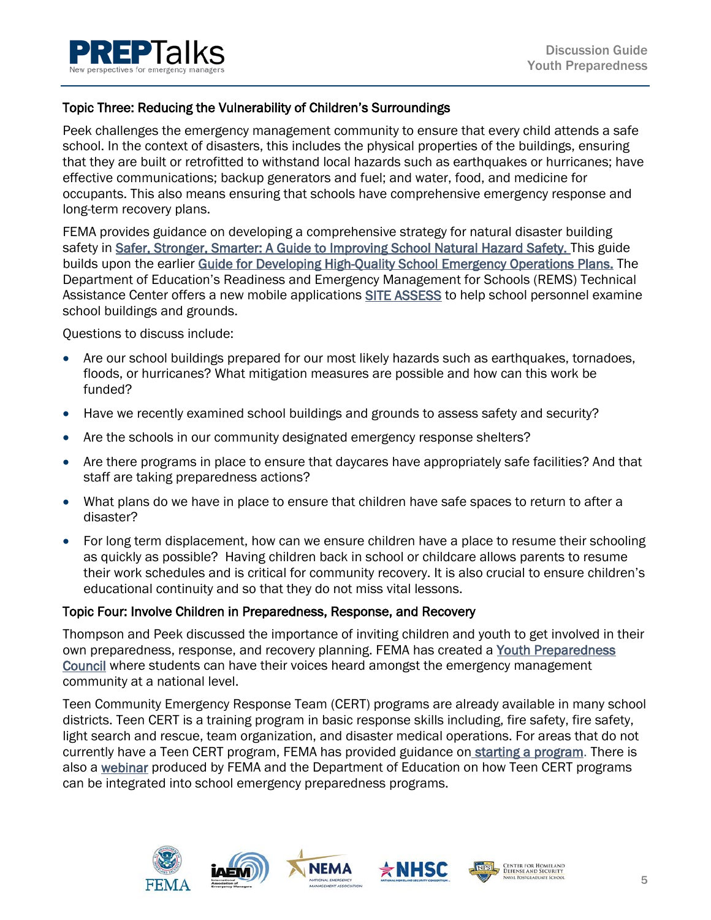### Topic Three: Reducing the Vulnerability of Children's Surroundings

Peek challenges the emergency management community to ensure that every child attends a safe school. In the context of disasters, this includes the physical properties of the buildings, ensuring that they are built or retrofitted to withstand local hazards such as earthquakes or hurricanes; have effective communications; backup generators and fuel; and water, food, and medicine for occupants. This also means ensuring that schools have comprehensive emergency response and long-term recovery plans.

FEMA provides guidance on developing a comprehensive strategy for natural disaster building safety in Safer, Stronger, Smarter: A Guide to Improving School Natural Hazard Safety. This guide builds upon the earlier Guide for Developing High-Quality School Emergency Operations Plans. The Department of Education's Readiness and Emergency Management for Schools (REMS) Technical Assistance Center offers a new mobile applications SITE ASSESS to help school personnel examine school buildings and grounds.

Questions to discuss include:

- Are our school buildings prepared for our most likely hazards such as earthquakes, tornadoes, floods, or hurricanes? What mitigation measures are possible and how can this work be funded?
- Have we recently examined school buildings and grounds to assess safety and security?
- Are the schools in our community designated emergency response shelters?
- Are there programs in place to ensure that daycares have appropriately safe facilities? And that staff are taking preparedness actions?
- What plans do we have in place to ensure that children have safe spaces to return to after a disaster?
- For long term displacement, how can we ensure children have a place to resume their schooling as quickly as possible? Having children back in school or childcare allows parents to resume their work schedules and is critical for community recovery. It is also crucial to ensure children's educational continuity and so that they do not miss vital lessons.

### Topic Four: Involve Children in Preparedness, Response, and Recovery

Thompson and Peek discussed the importance of inviting children and youth to get involved in their own preparedness, response, and recovery planning. FEMA has created a Youth Preparedness Council where students can have their voices heard amongst the emergency management community at a national level.

Teen Community Emergency Response Team (CERT) programs are already available in many school districts. Teen CERT is a training program in basic response skills including, fire safety, fire safety, light search and rescue, team organization, and disaster medical operations. For areas that do not currently have a Teen CERT program, FEMA has provided guidance on starting a program. There is also a webinar produced by FEMA and the Department of Education on how Teen CERT programs can be integrated into school emergency preparedness programs.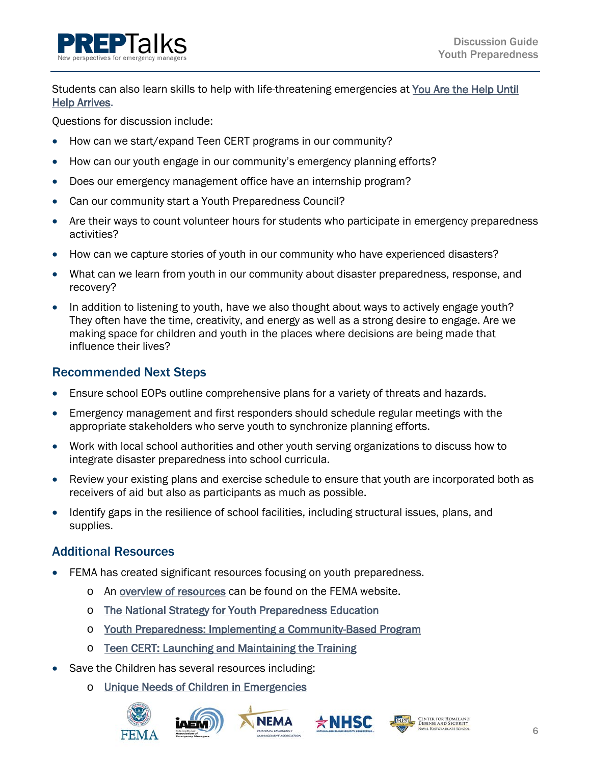Students can also learn skills to help with life-threatening emergencies at You Are the Help Until Help Arrives.

Questions for discussion include:

- How can we start/expand Teen CERT programs in our community?
- How can our youth engage in our community's emergency planning efforts?
- Does our emergency management office have an internship program?
- Can our community start a Youth Preparedness Council?
- Are their ways to count volunteer hours for students who participate in emergency preparedness activities?
- How can we capture stories of youth in our community who have experienced disasters?
- What can we learn from youth in our community about disaster preparedness, response, and recovery?
- In addition to listening to youth, have we also thought about ways to actively engage youth? They often have the time, creativity, and energy as well as a strong desire to engage. Are we making space for children and youth in the places where decisions are being made that influence their lives?

## Recommended Next Steps

- Ensure school EOPs outline comprehensive plans for a variety of threats and hazards.
- Emergency management and first responders should schedule regular meetings with the appropriate stakeholders who serve youth to synchronize planning efforts.
- Work with local school authorities and other youth serving organizations to discuss how to integrate disaster preparedness into school curricula.
- Review your existing plans and exercise schedule to ensure that youth are incorporated both as receivers of aid but also as participants as much as possible.
- Identify gaps in the resilience of school facilities, including structural issues, plans, and supplies.

## Additional Resources

- FEMA has created significant resources focusing on youth preparedness.
  - An overview of resources can be found on the FEMA website.
  - The National Strategy for Youth Preparedness Education
  - Youth Preparedness: Implementing a Community-Based Program
  - Teen CERT: Launching and Maintaining the Training
- Save the Children has several resources including:
  - Unique Needs of Children in Emergencies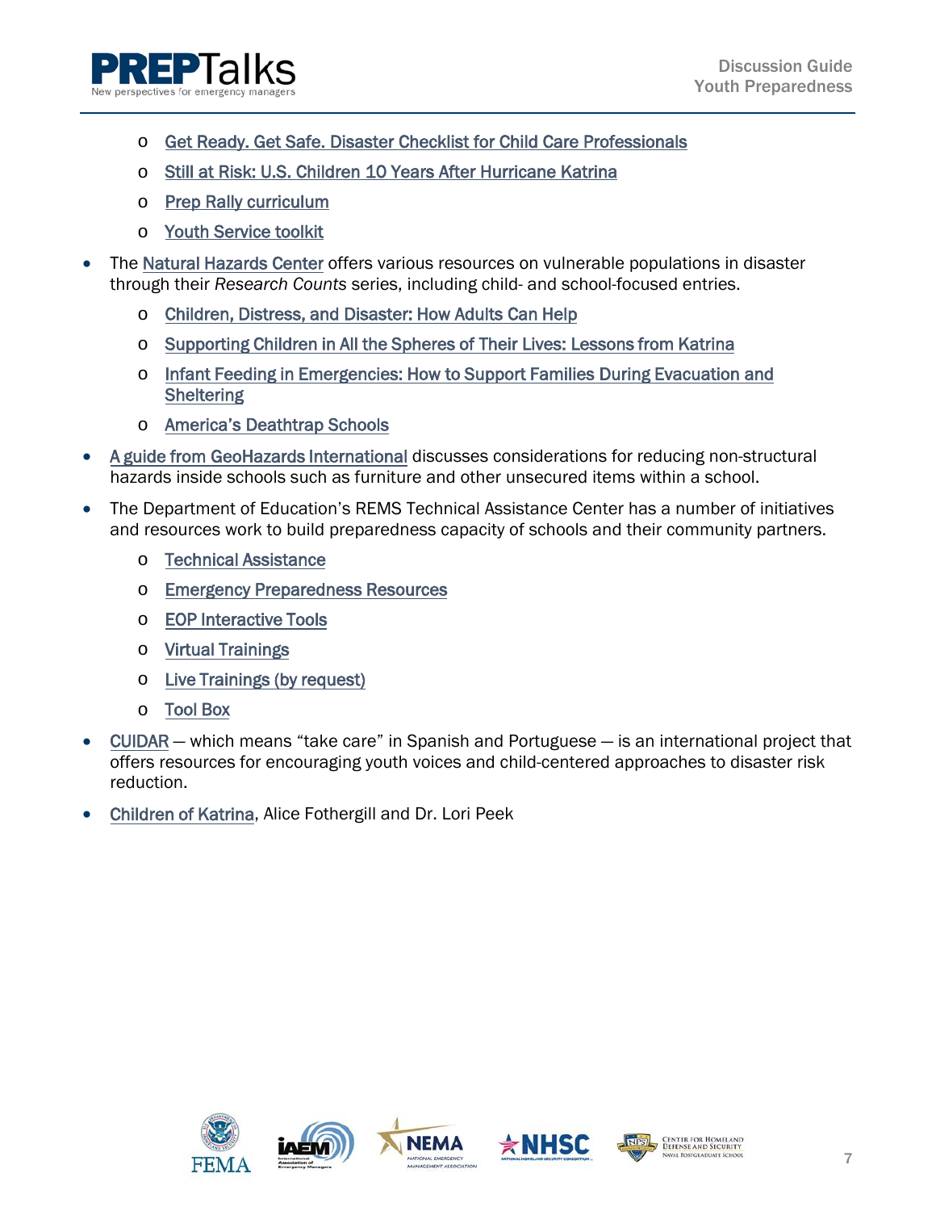- Get Ready. Get Safe. Disaster Checklist for Child Care Professionals
  - Still at Risk: U.S. Children 10 Years After Hurricane Katrina
  - Prep Rally curriculum
  - Youth Service toolkit
- The Natural Hazards Center offers various resources on vulnerable populations in disaster through their *Research Counts* series, including child- and school-focused entries.
  - Children, Distress, and Disaster: How Adults Can Help
  - Supporting Children in All the Spheres of Their Lives: Lessons from Katrina
  - Infant Feeding in Emergencies: How to Support Families During Evacuation and Sheltering
  - America's Deathtrap Schools
- A guide from GeoHazards International discusses considerations for reducing non-structural hazards inside schools such as furniture and other unsecured items within a school.
- The Department of Education's REMS Technical Assistance Center has a number of initiatives and resources work to build preparedness capacity of schools and their community partners.
  - Technical Assistance
  - Emergency Preparedness Resources
  - EOP Interactive Tools
  - Virtual Trainings
  - Live Trainings (by request)
  - Tool Box
- CUIDAR — which means "take care" in Spanish and Portuguese — is an international project that offers resources for encouraging youth voices and child-centered approaches to disaster risk reduction.
- Children of Katrina, Alice Fothergill and Dr. Lori Peek